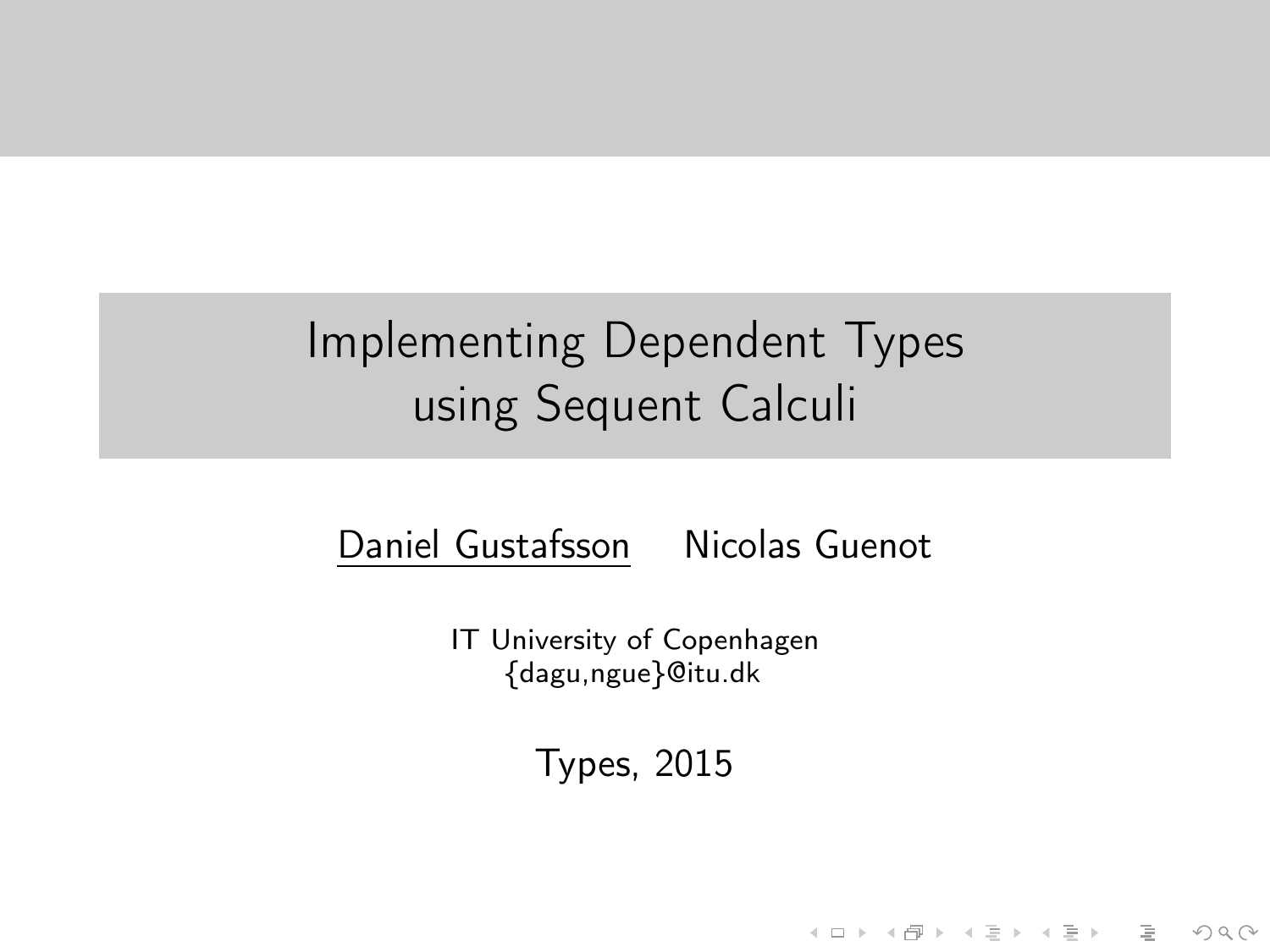# Implementing Dependent Types using Sequent Calculi

Daniel Gustafsson    Nicolas Guenot

IT University of Copenhagen
{dagu,ngue}@itu.dk

Types, 2015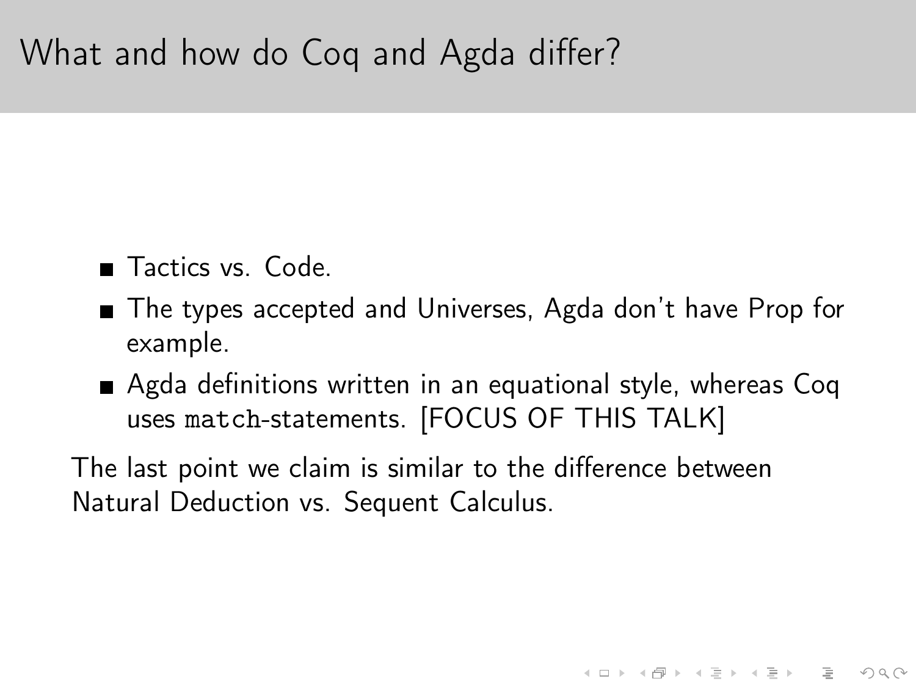# What and how do Coq and Agda differ?

- Tactics vs. Code.
- The types accepted and Universes, Agda don't have Prop for example.
- Agda definitions written in an equational style, whereas Coq uses `match`-statements. [FOCUS OF THIS TALK]

The last point we claim is similar to the difference between Natural Deduction vs. Sequent Calculus.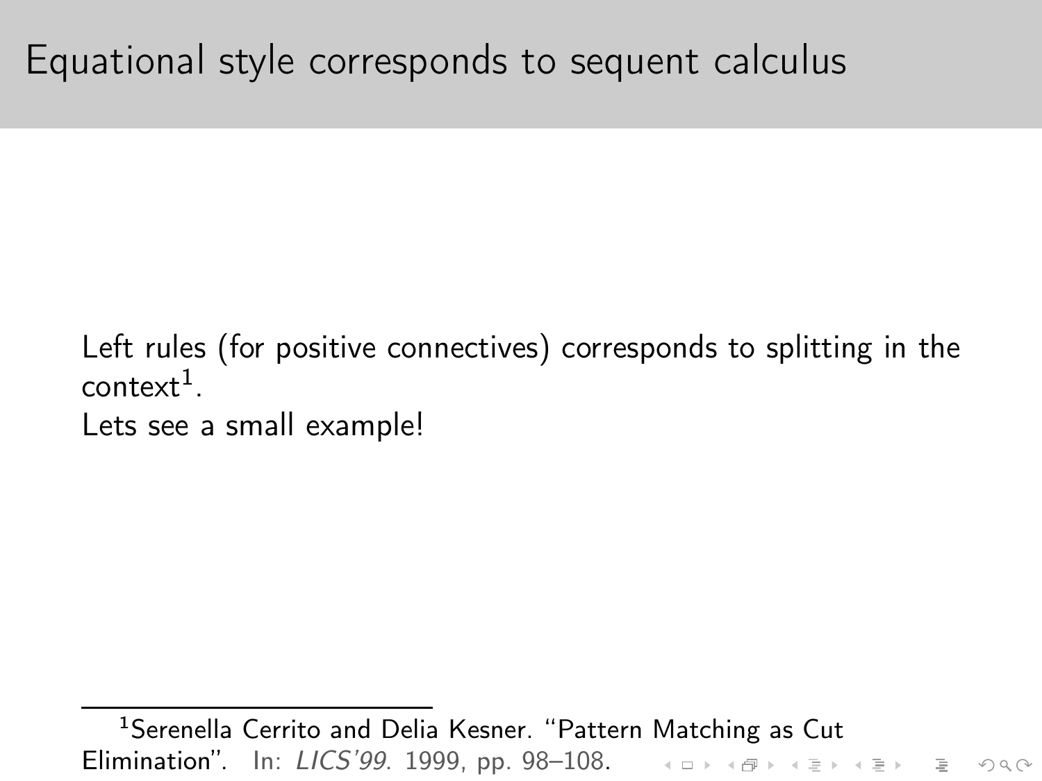# Equational style corresponds to sequent calculus

Left rules (for positive connectives) corresponds to splitting in the context[1].

Lets see a small example!

---

[1] Serenella Cerrito and Delia Kesner. "Pattern Matching as Cut Elimination". In: *LICS'99*. 1999, pp. 98–108.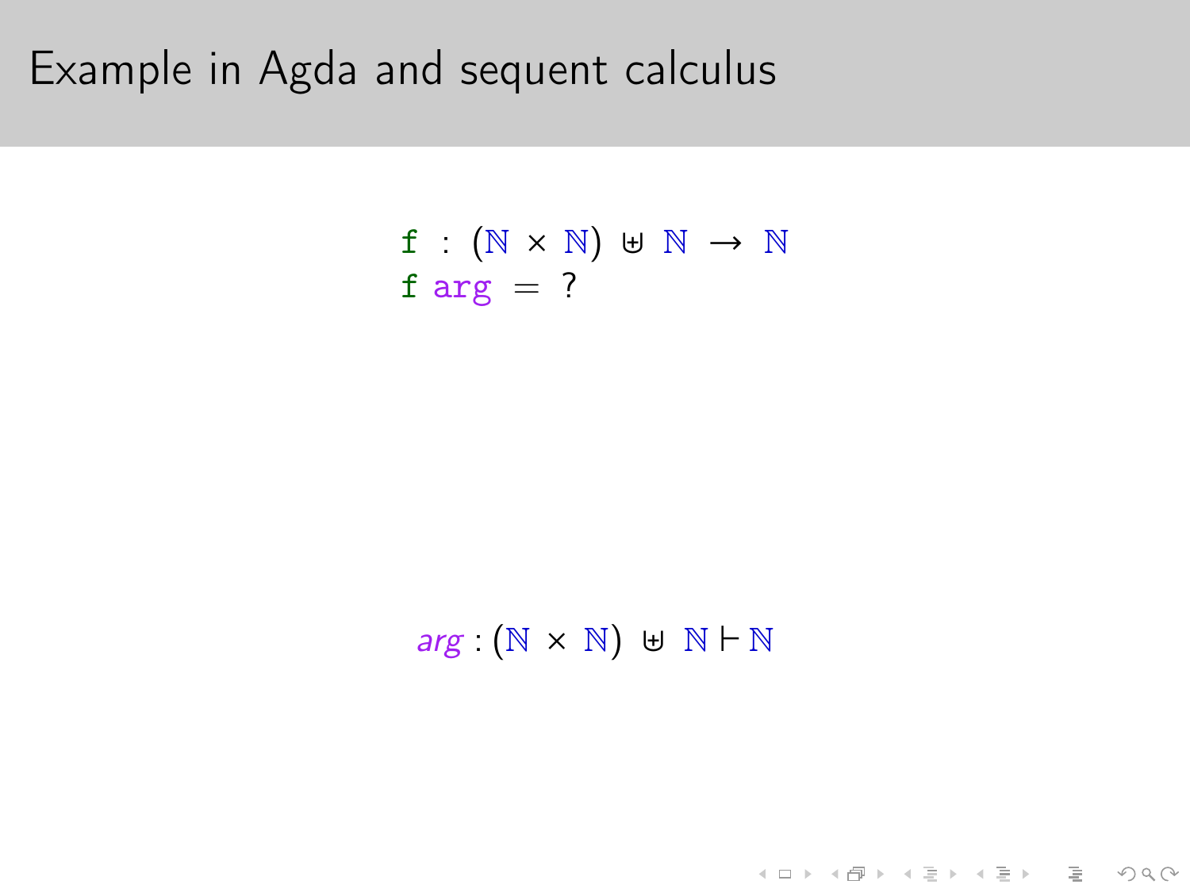# Example in Agda and sequent calculus

```
f : (ℕ × ℕ) ⊎ ℕ → ℕ
f arg = ?
```

$$arg : (\mathbb{N} \times \mathbb{N}) \uplus \mathbb{N} \vdash \mathbb{N}$$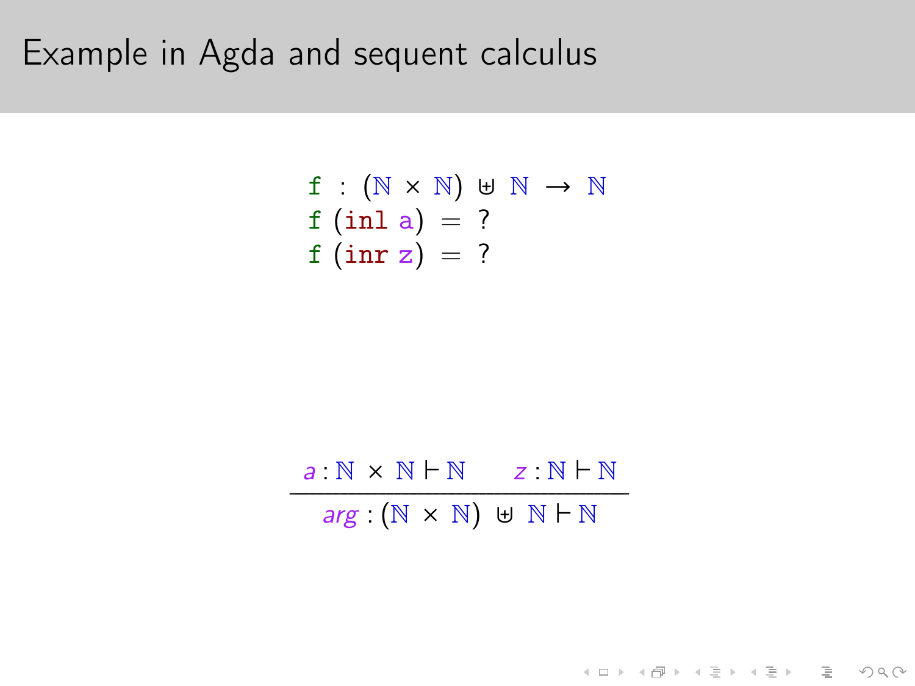# Example in Agda and sequent calculus

```
f : (ℕ × ℕ) ⊎ ℕ → ℕ
f (inl a) = ?
f (inr z) = ?
```

$$\frac{a : \mathbb{N} \times \mathbb{N} \vdash \mathbb{N} \qquad z : \mathbb{N} \vdash \mathbb{N}}{arg : (\mathbb{N} \times \mathbb{N}) \uplus \mathbb{N} \vdash \mathbb{N}}$$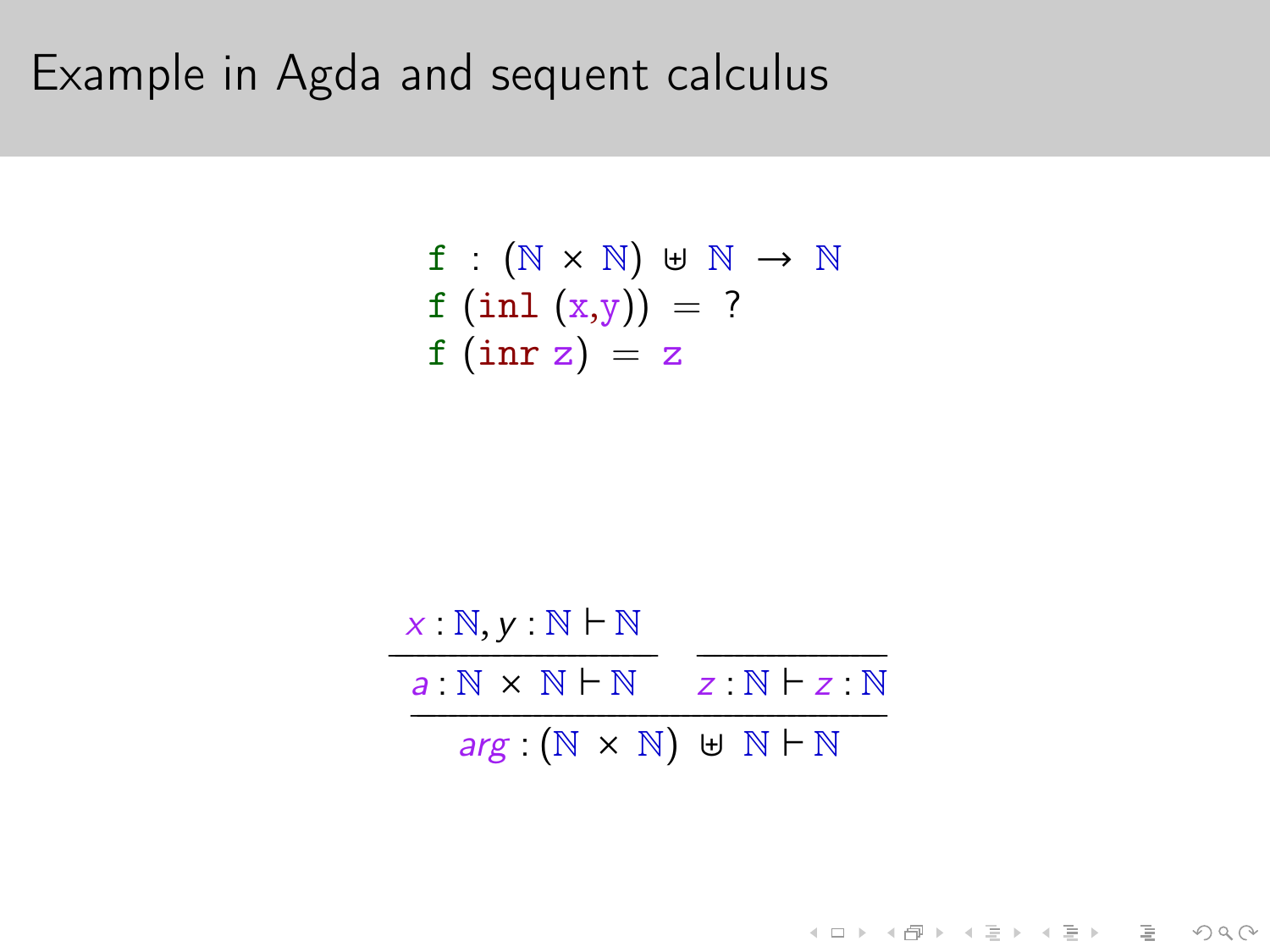# Example in Agda and sequent calculus

```
f : (ℕ × ℕ) ⊎ ℕ → ℕ
f (inl (x,y)) = ?
f (inr z) = z
```

$$
\dfrac{\dfrac{x : \mathbb{N}, y : \mathbb{N} \vdash \mathbb{N}}{a : \mathbb{N} \times \mathbb{N} \vdash \mathbb{N}} \qquad \dfrac{}{z : \mathbb{N} \vdash z : \mathbb{N}}}{arg : (\mathbb{N} \times \mathbb{N}) \uplus \mathbb{N} \vdash \mathbb{N}}
$$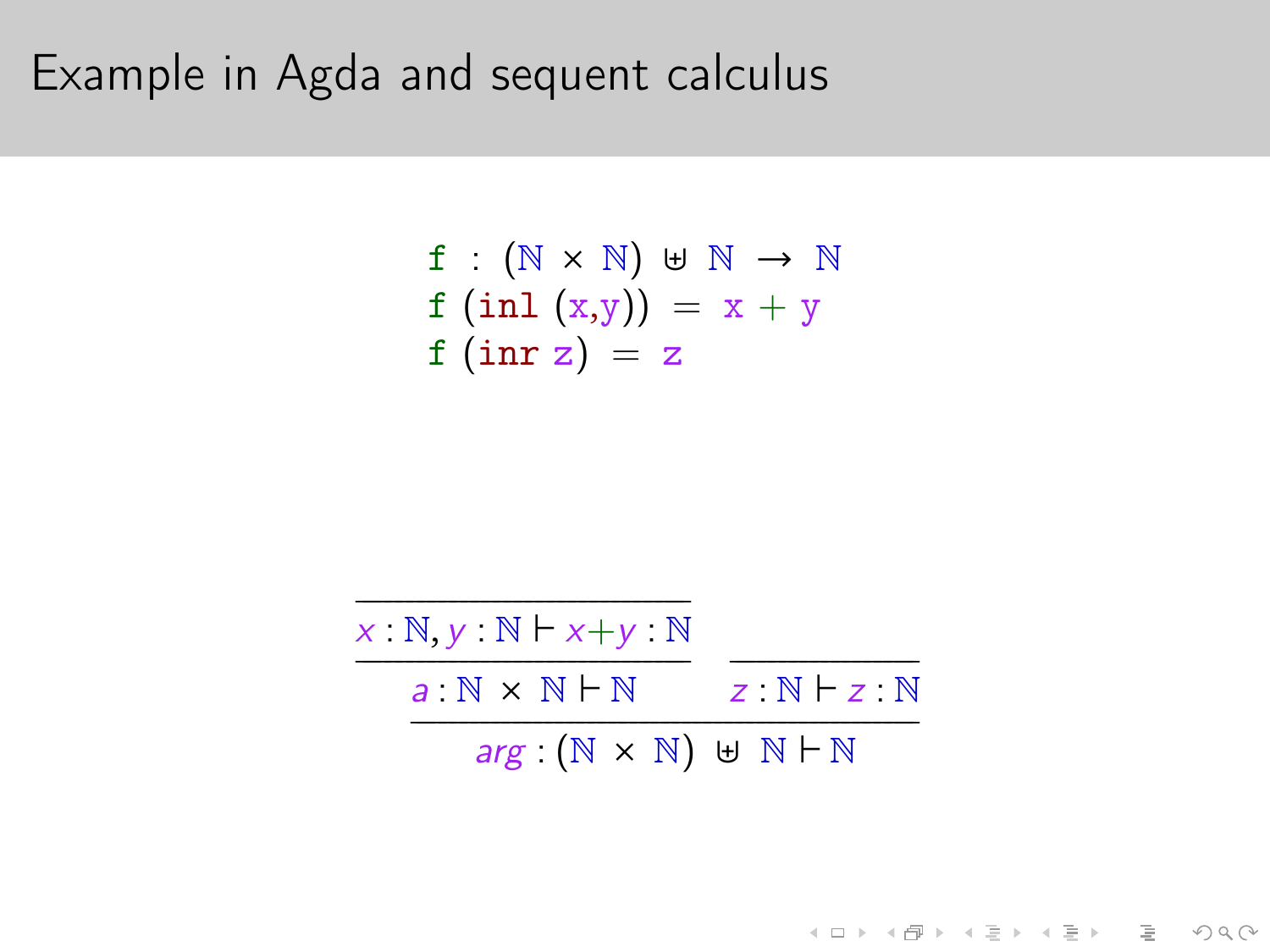# Example in Agda and sequent calculus

```
f : (ℕ × ℕ) ⊎ ℕ → ℕ
f (inl (x,y)) = x + y
f (inr z) = z
```

$$
\dfrac{\dfrac{\dfrac{}{x : \mathbb{N}, y : \mathbb{N} \vdash x{+}y : \mathbb{N}}}{a : \mathbb{N} \times \mathbb{N} \vdash \mathbb{N}} \qquad \dfrac{}{z : \mathbb{N} \vdash z : \mathbb{N}}}{arg : (\mathbb{N} \times \mathbb{N}) \uplus \mathbb{N} \vdash \mathbb{N}}
$$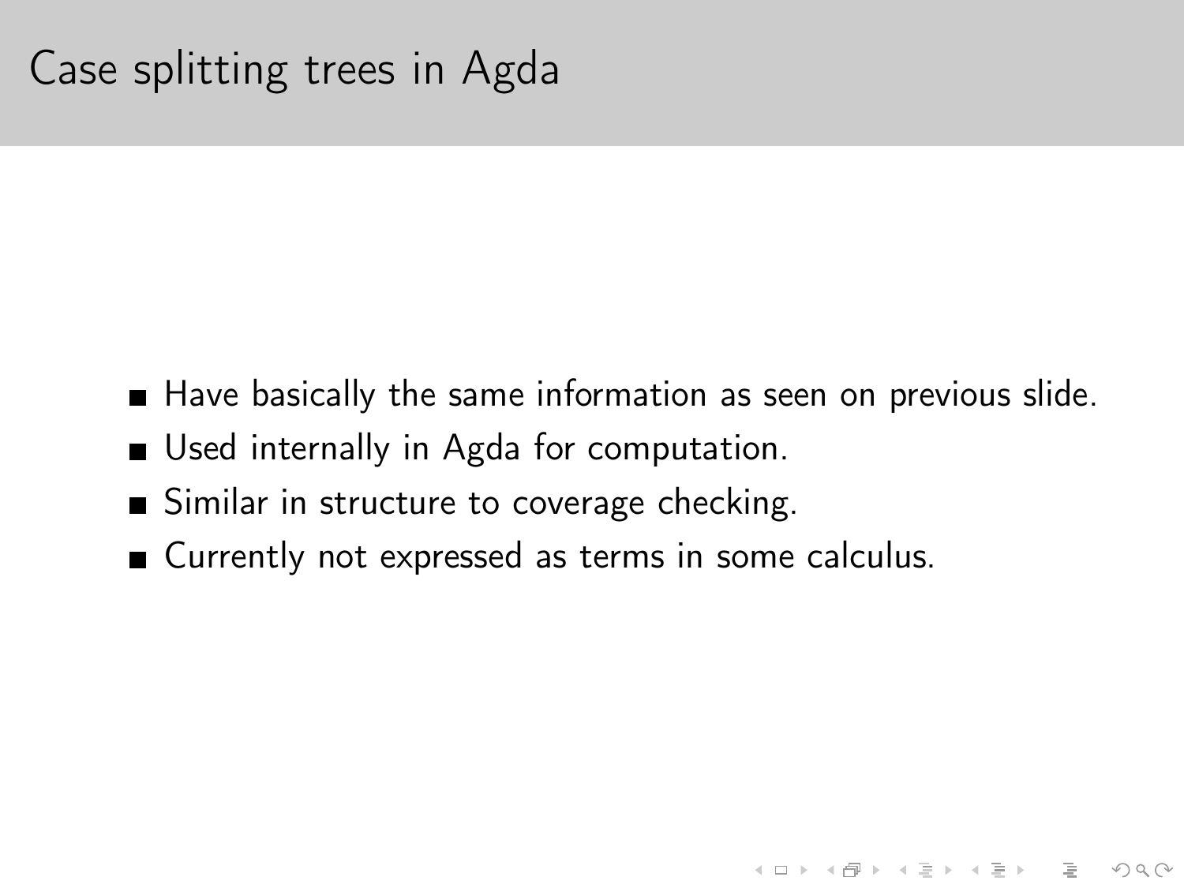# Case splitting trees in Agda

- Have basically the same information as seen on previous slide.
- Used internally in Agda for computation.
- Similar in structure to coverage checking.
- Currently not expressed as terms in some calculus.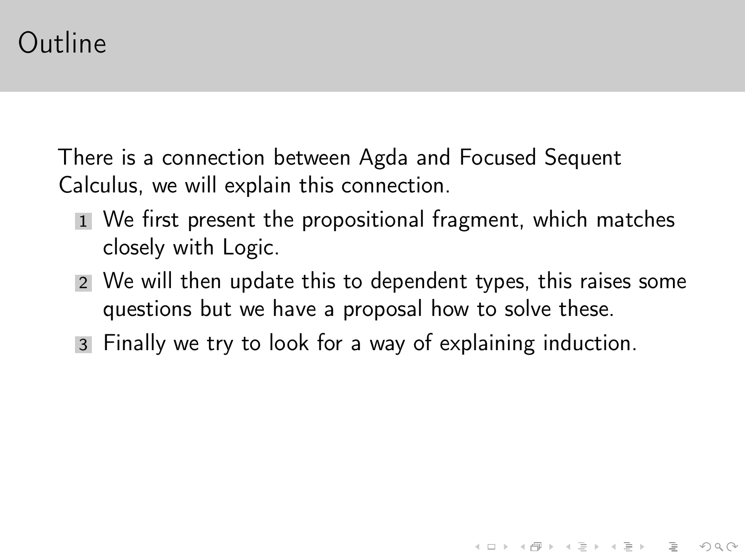# Outline

There is a connection between Agda and Focused Sequent Calculus, we will explain this connection.

1. We first present the propositional fragment, which matches closely with Logic.
2. We will then update this to dependent types, this raises some questions but we have a proposal how to solve these.
3. Finally we try to look for a way of explaining induction.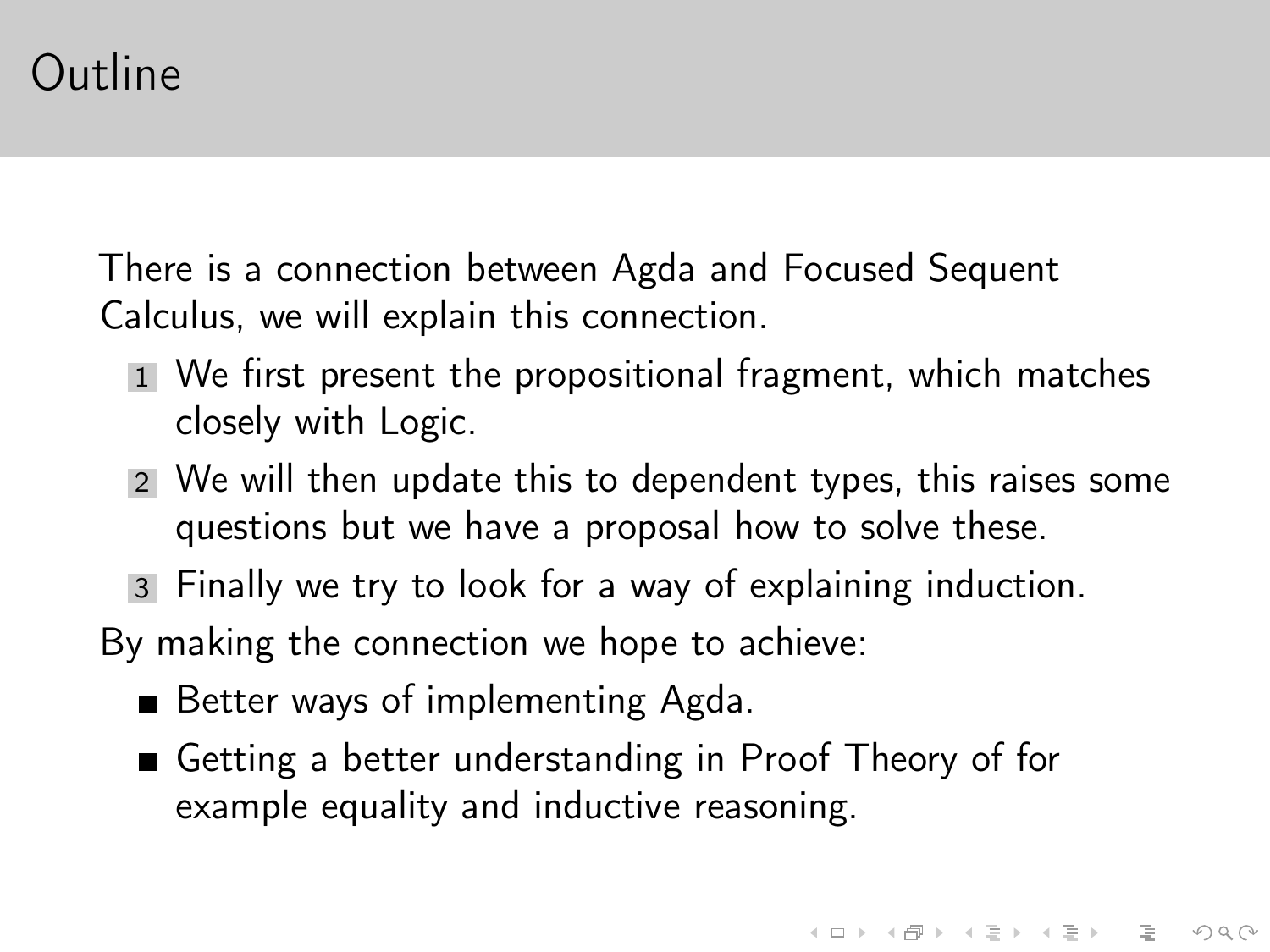# Outline

There is a connection between Agda and Focused Sequent Calculus, we will explain this connection.

1. We first present the propositional fragment, which matches closely with Logic.
2. We will then update this to dependent types, this raises some questions but we have a proposal how to solve these.
3. Finally we try to look for a way of explaining induction.

By making the connection we hope to achieve:

- Better ways of implementing Agda.
- Getting a better understanding in Proof Theory of for example equality and inductive reasoning.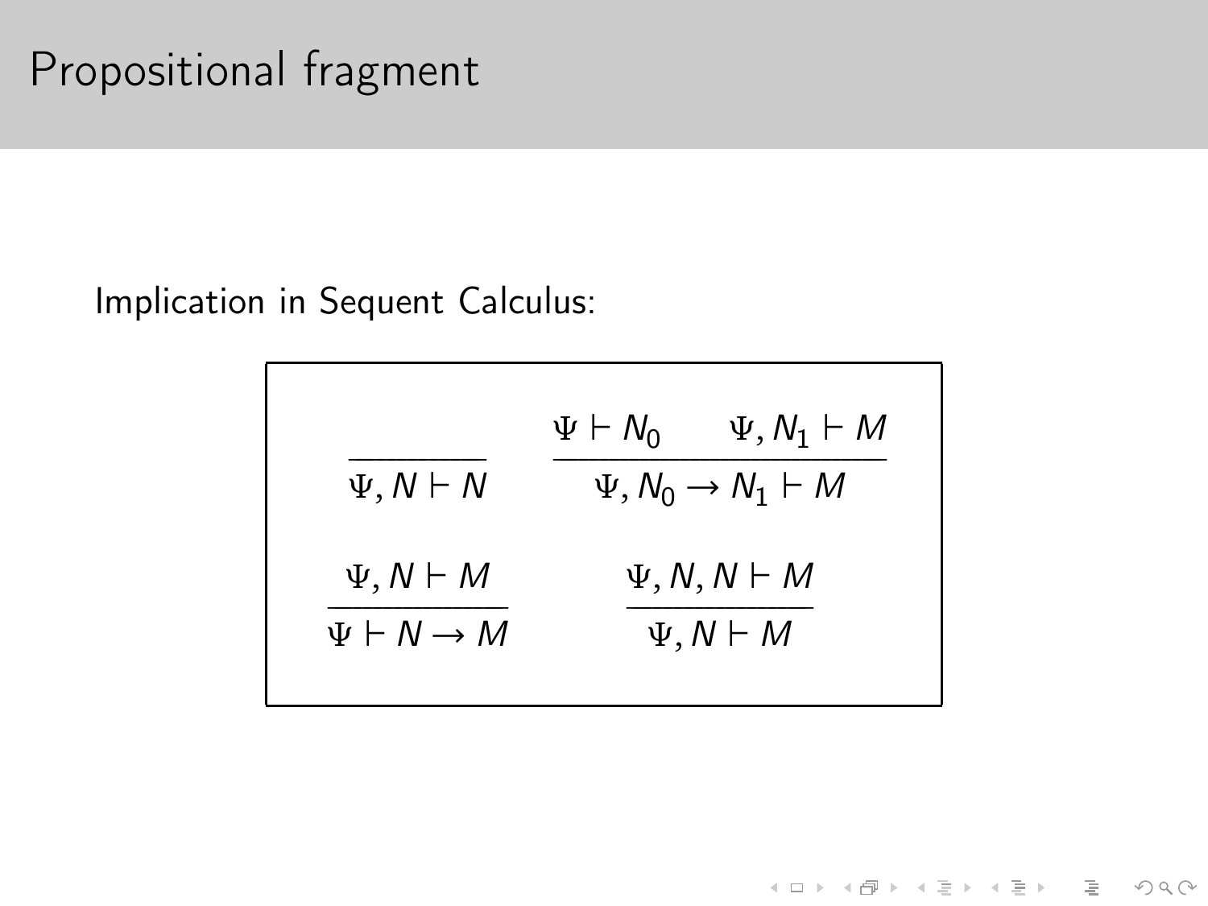# Propositional fragment

Implication in Sequent Calculus:

$$\frac{}{\Psi, N \vdash N} \qquad \frac{\Psi \vdash N_0 \qquad \Psi, N_1 \vdash M}{\Psi, N_0 \to N_1 \vdash M}$$

$$\frac{\Psi, N \vdash M}{\Psi \vdash N \to M} \qquad \frac{\Psi, N, N \vdash M}{\Psi, N \vdash M}$$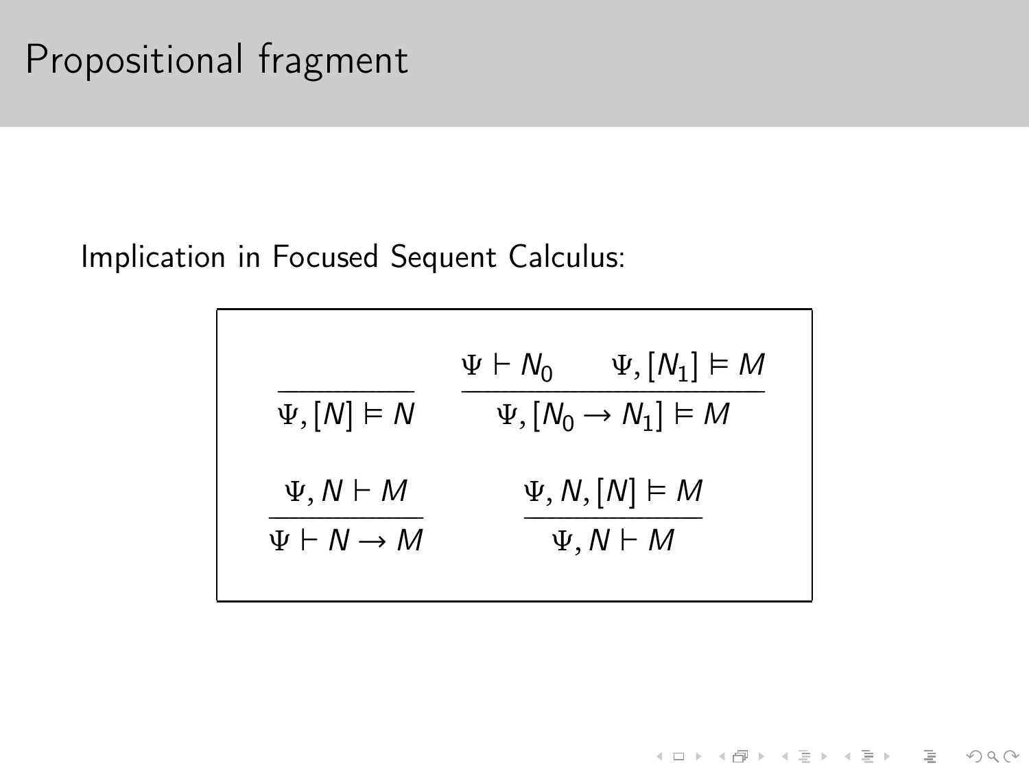# Propositional fragment

Implication in Focused Sequent Calculus:

$$\frac{}{\Psi, [N] \vDash N} \qquad \frac{\Psi \vdash N_0 \qquad \Psi, [N_1] \vDash M}{\Psi, [N_0 \to N_1] \vDash M}$$

$$\frac{\Psi, N \vdash M}{\Psi \vdash N \to M} \qquad \frac{\Psi, N, [N] \vDash M}{\Psi, N \vdash M}$$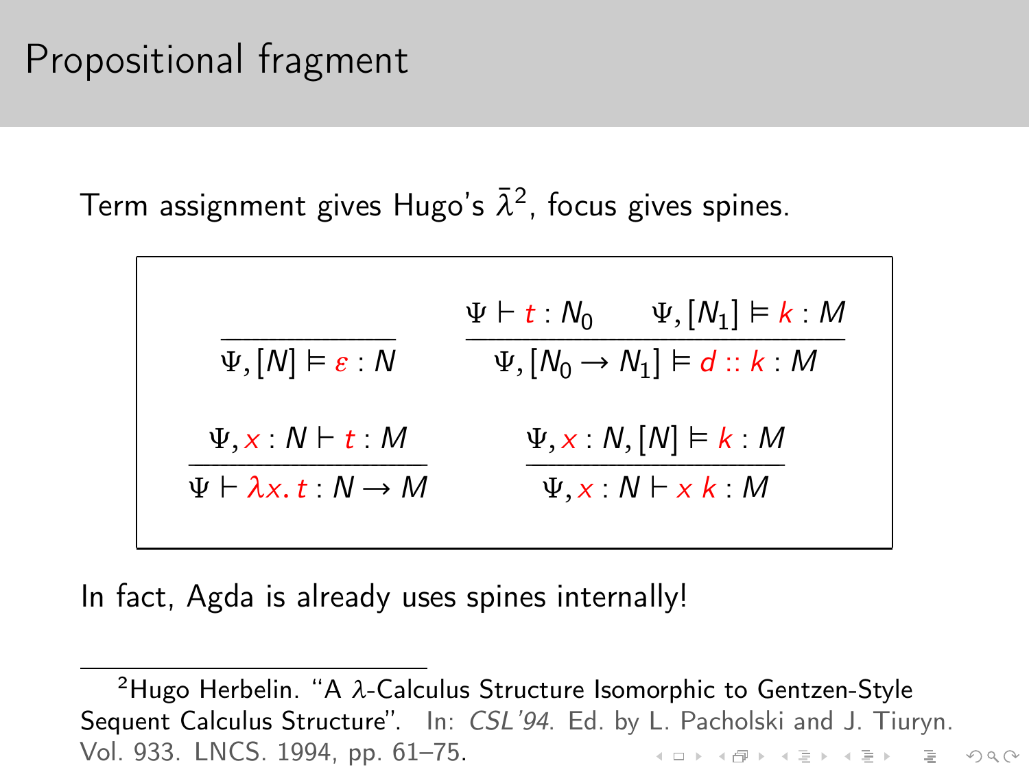# Propositional fragment

Term assignment gives Hugo's $\bar{\lambda}$[2], focus gives spines.

$$\frac{}{\Psi, [N] \vDash \varepsilon : N} \qquad \frac{\Psi \vdash t : N_0 \qquad \Psi, [N_1] \vDash k : M}{\Psi, [N_0 \to N_1] \vDash d :: k : M}$$

$$\frac{\Psi, x : N \vdash t : M}{\Psi \vdash \lambda x.\, t : N \to M} \qquad \frac{\Psi, x : N, [N] \vDash k : M}{\Psi, x : N \vdash x\ k : M}$$

In fact, Agda is already uses spines internally!

[2] Hugo Herbelin. "A $\lambda$-Calculus Structure Isomorphic to Gentzen-Style Sequent Calculus Structure". In: *CSL'94*. Ed. by L. Pacholski and J. Tiuryn. Vol. 933. LNCS. 1994, pp. 61–75.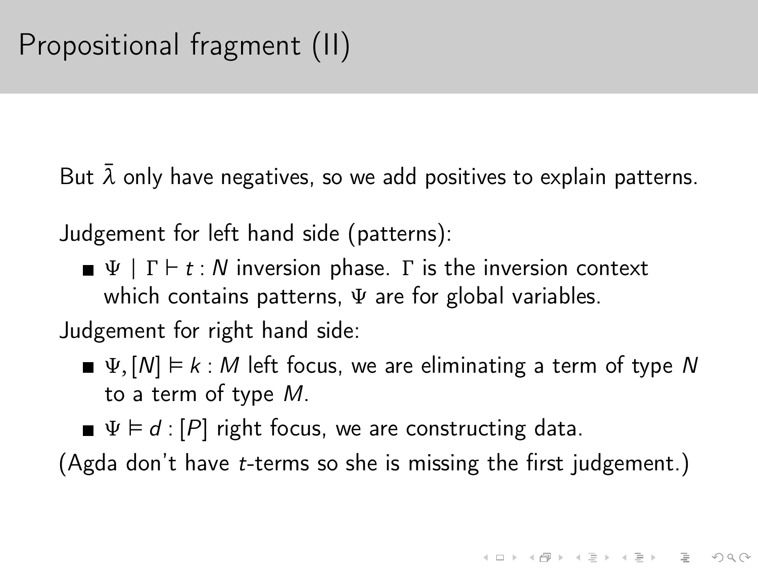# Propositional fragment (II)

But $\bar{\lambda}$ only have negatives, so we add positives to explain patterns.

Judgement for left hand side (patterns):

- $\Psi \mid \Gamma \vdash t : N$ inversion phase. $\Gamma$ is the inversion context which contains patterns, $\Psi$ are for global variables.

Judgement for right hand side:

- $\Psi, [N] \vDash k : M$ left focus, we are eliminating a term of type $N$ to a term of type $M$.
- $\Psi \vDash d : [P]$ right focus, we are constructing data.

(Agda don't have $t$-terms so she is missing the first judgement.)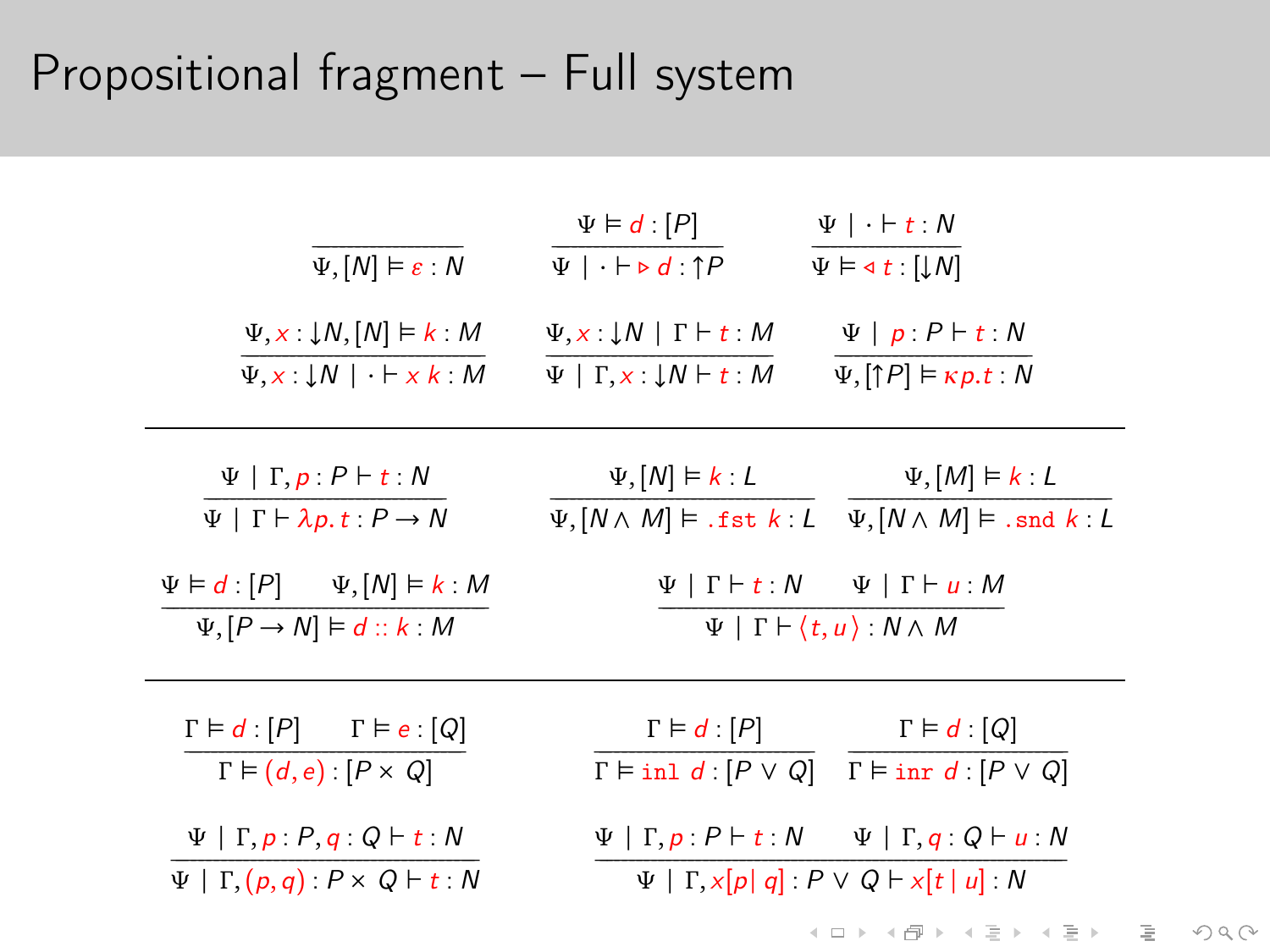# Propositional fragment – Full system

$$\frac{}{\Psi, [N] \vDash \varepsilon : N} \qquad \frac{\Psi \vDash d : [P]}{\Psi \mid \cdot \vdash \triangleright\, d : \uparrow P} \qquad \frac{\Psi \mid \cdot \vdash t : N}{\Psi \vDash \triangleleft\, t : [\downarrow N]}$$

$$\frac{\Psi, x : \downarrow N, [N] \vDash k : M}{\Psi, x : \downarrow N \mid \cdot \vdash x\ k : M} \qquad \frac{\Psi, x : \downarrow N \mid \Gamma \vdash t : M}{\Psi \mid \Gamma, x : \downarrow N \vdash t : M} \qquad \frac{\Psi \mid p : P \vdash t : N}{\Psi, [\uparrow P] \vDash \kappa p.t : N}$$

---

$$\frac{\Psi \mid \Gamma, p : P \vdash t : N}{\Psi \mid \Gamma \vdash \lambda p.\, t : P \to N} \qquad \frac{\Psi, [N] \vDash k : L}{\Psi, [N \wedge M] \vDash \texttt{.fst}\ k : L} \qquad \frac{\Psi, [M] \vDash k : L}{\Psi, [N \wedge M] \vDash \texttt{.snd}\ k : L}$$

$$\frac{\Psi \vDash d : [P] \qquad \Psi, [N] \vDash k : M}{\Psi, [P \to N] \vDash d :: k : M} \qquad \frac{\Psi \mid \Gamma \vdash t : N \qquad \Psi \mid \Gamma \vdash u : M}{\Psi \mid \Gamma \vdash \langle t, u \rangle : N \wedge M}$$

---

$$\frac{\Gamma \vDash d : [P] \qquad \Gamma \vDash e : [Q]}{\Gamma \vDash (d, e) : [P \times Q]} \qquad \frac{\Gamma \vDash d : [P]}{\Gamma \vDash \texttt{inl}\ d : [P \vee Q]} \qquad \frac{\Gamma \vDash d : [Q]}{\Gamma \vDash \texttt{inr}\ d : [P \vee Q]}$$

$$\frac{\Psi \mid \Gamma, p : P, q : Q \vdash t : N}{\Psi \mid \Gamma, (p, q) : P \times Q \vdash t : N} \qquad \frac{\Psi \mid \Gamma, p : P \vdash t : N \qquad \Psi \mid \Gamma, q : Q \vdash u : N}{\Psi \mid \Gamma, x[p \mid q] : P \vee Q \vdash x[t \mid u] : N}$$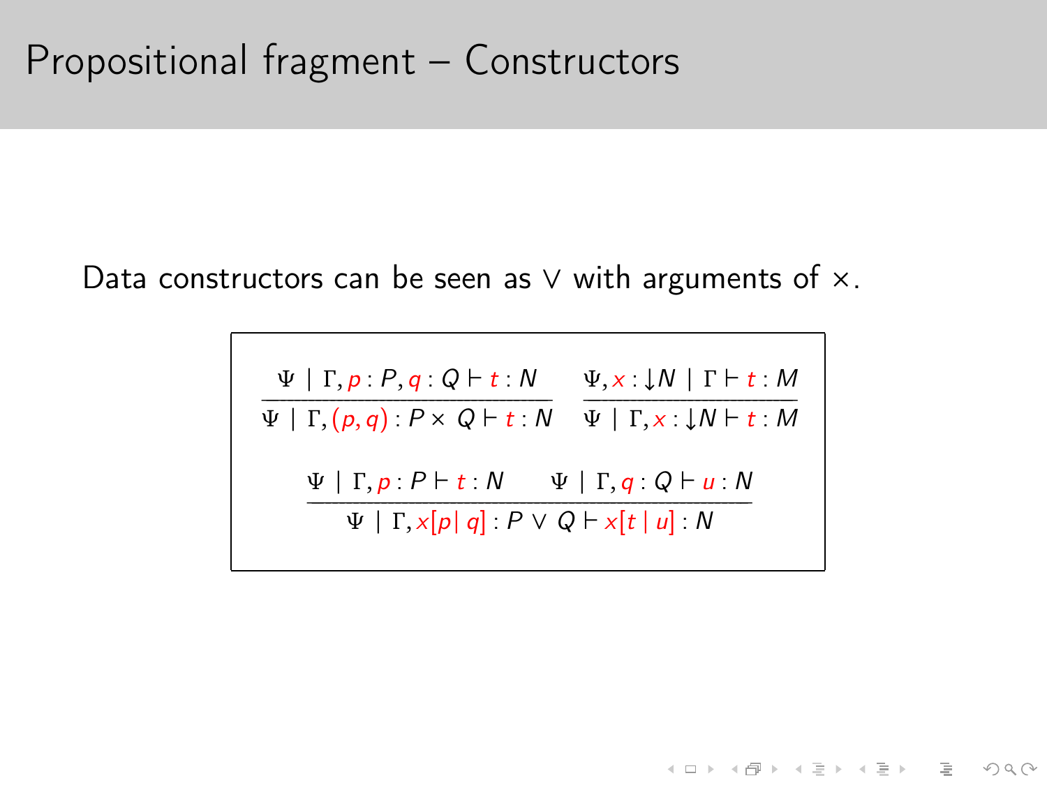# Propositional fragment – Constructors

Data constructors can be seen as $\vee$ with arguments of $\times$.

$$
\frac{\Psi \mid \Gamma, p : P, q : Q \vdash t : N}{\Psi \mid \Gamma, (p, q) : P \times Q \vdash t : N}
\qquad
\frac{\Psi, x : \downarrow N \mid \Gamma \vdash t : M}{\Psi \mid \Gamma, x : \downarrow N \vdash t : M}
$$

$$
\frac{\Psi \mid \Gamma, p : P \vdash t : N \qquad \Psi \mid \Gamma, q : Q \vdash u : N}{\Psi \mid \Gamma, x[p \mid q] : P \vee Q \vdash x[t \mid u] : N}
$$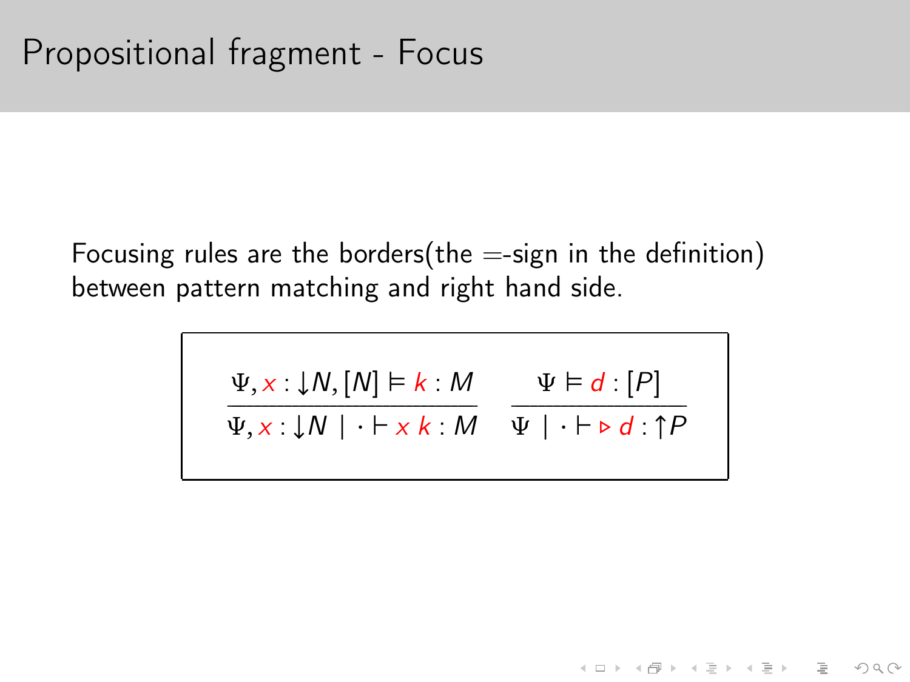# Propositional fragment - Focus

Focusing rules are the borders(the $=$-sign in the definition) between pattern matching and right hand side.

$$
\frac{\Psi, x : \downarrow N, [N] \vDash k : M}{\Psi, x : \downarrow N \mid \cdot \vdash x\ k : M}
\qquad
\frac{\Psi \vDash d : [P]}{\Psi \mid \cdot \vdash \triangleright\, d : \uparrow P}
$$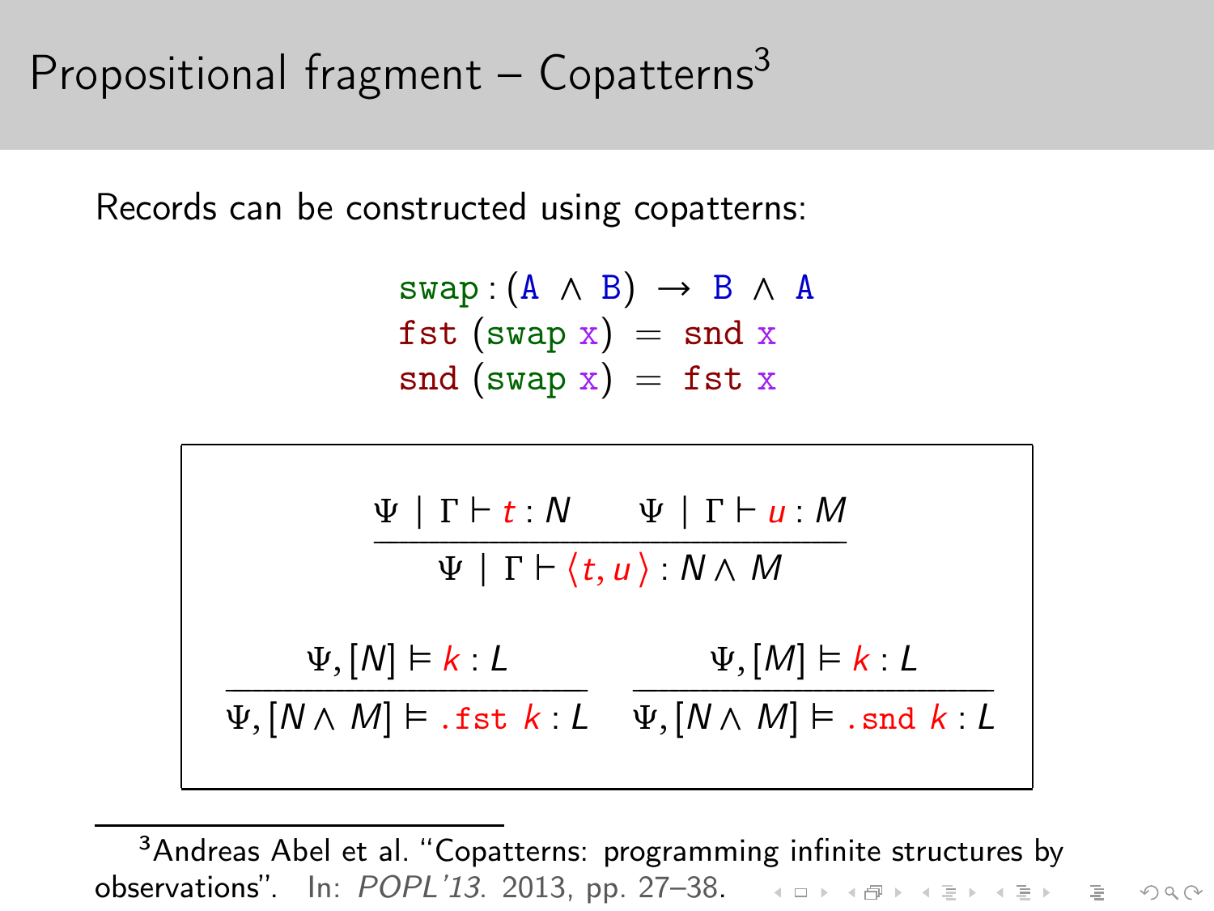# Propositional fragment – Copatterns[3]

Records can be constructed using copatterns:

```
swap : (A ∧ B) → B ∧ A
fst (swap x) = snd x
snd (swap x) = fst x
```

$$\frac{\Psi \mid \Gamma \vdash t : N \qquad \Psi \mid \Gamma \vdash u : M}{\Psi \mid \Gamma \vdash \langle t, u \rangle : N \wedge M}$$

$$\frac{\Psi, [N] \vDash k : L}{\Psi, [N \wedge M] \vDash .\texttt{fst}\ k : L} \qquad \frac{\Psi, [M] \vDash k : L}{\Psi, [N \wedge M] \vDash .\texttt{snd}\ k : L}$$

---

[3] Andreas Abel et al. "Copatterns: programming infinite structures by observations". In: *POPL'13*. 2013, pp. 27–38.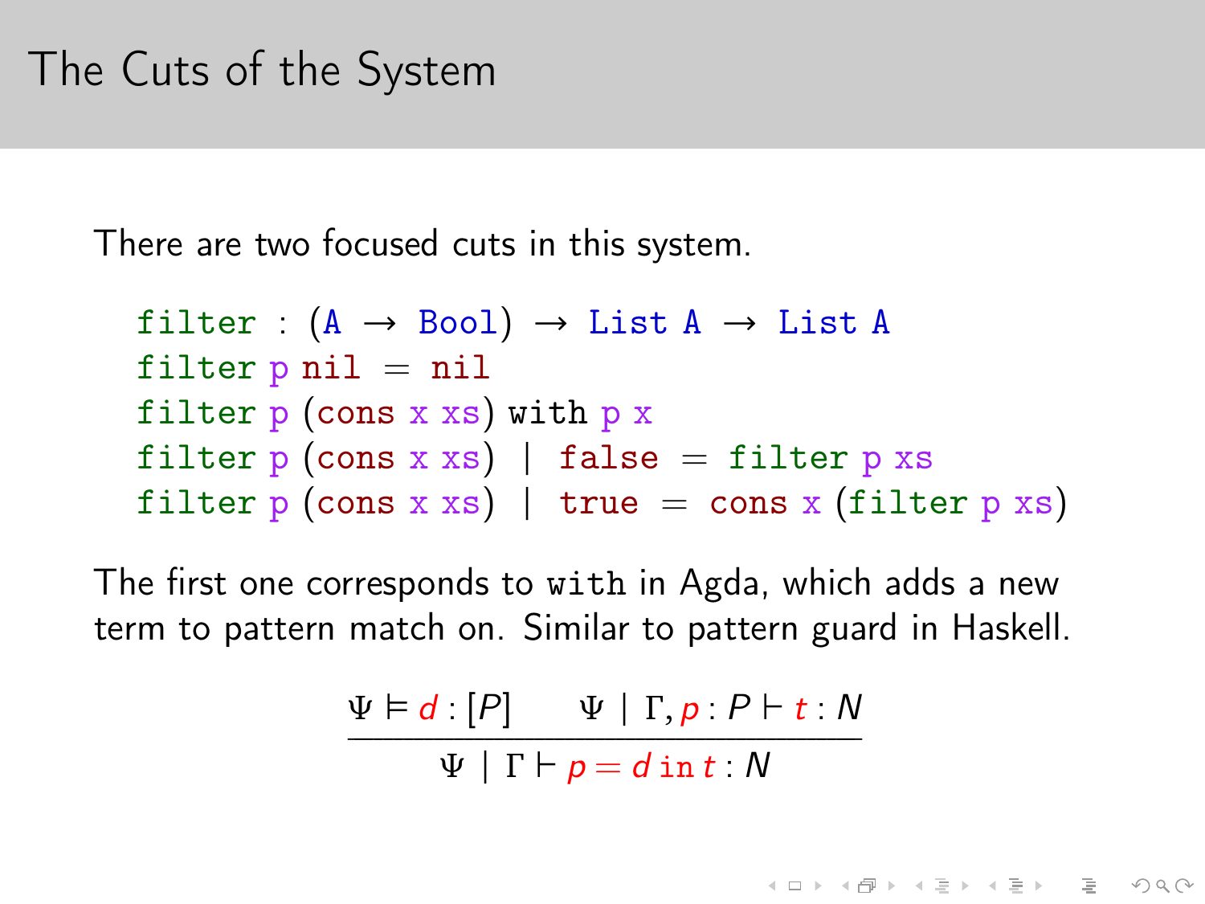# The Cuts of the System

There are two focused cuts in this system.

```
filter : (A → Bool) → List A → List A
filter p nil = nil
filter p (cons x xs) with p x
filter p (cons x xs) | false = filter p xs
filter p (cons x xs) | true = cons x (filter p xs)
```

The first one corresponds to `with` in Agda, which adds a new term to pattern match on. Similar to pattern guard in Haskell.

$$\frac{\Psi \vDash d : [P] \qquad \Psi \mid \Gamma, p : P \vdash t : N}{\Psi \mid \Gamma \vdash p = d \;\mathtt{in}\; t : N}$$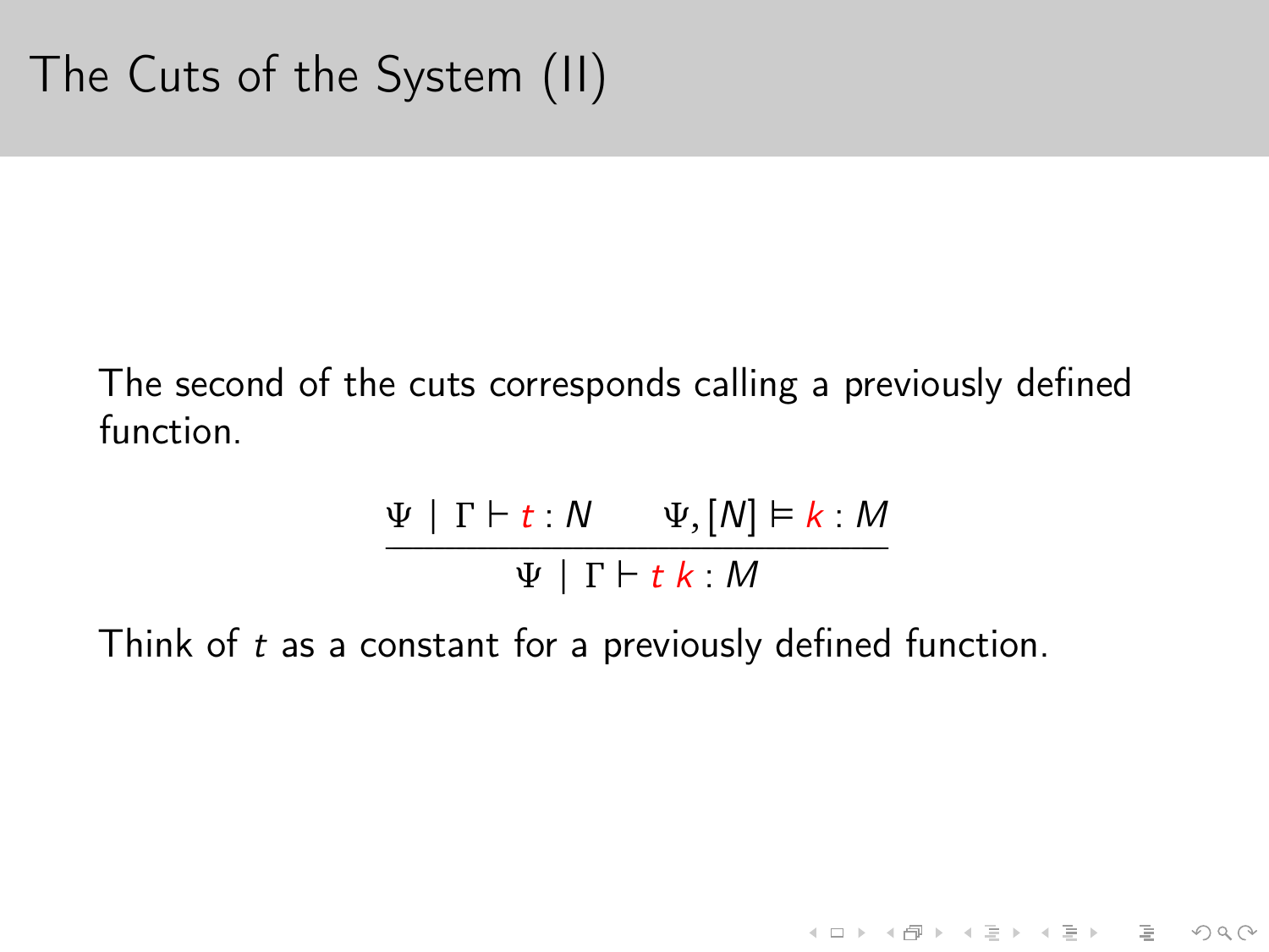# The Cuts of the System (II)

The second of the cuts corresponds calling a previously defined function.

$$\frac{\Psi \mid \Gamma \vdash t : N \qquad \Psi, [N] \vDash k : M}{\Psi \mid \Gamma \vdash t\ k : M}$$

Think of $t$ as a constant for a previously defined function.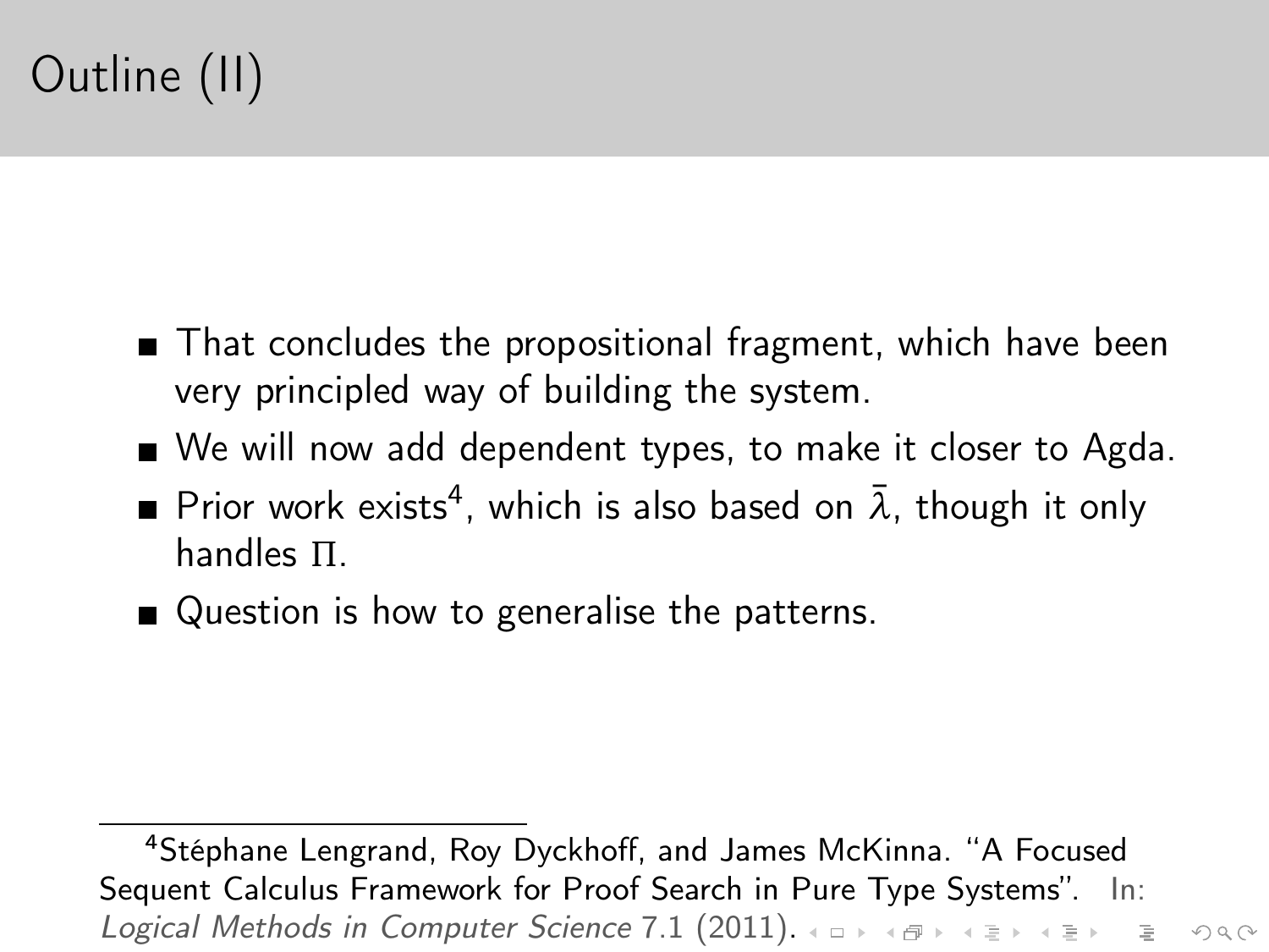# Outline (II)

- That concludes the propositional fragment, which have been very principled way of building the system.
- We will now add dependent types, to make it closer to Agda.
- Prior work exists[4], which is also based on $\bar{\lambda}$, though it only handles $\Pi$.
- Question is how to generalise the patterns.

[4] Stéphane Lengrand, Roy Dyckhoff, and James McKinna. "A Focused Sequent Calculus Framework for Proof Search in Pure Type Systems". In: *Logical Methods in Computer Science* 7.1 (2011).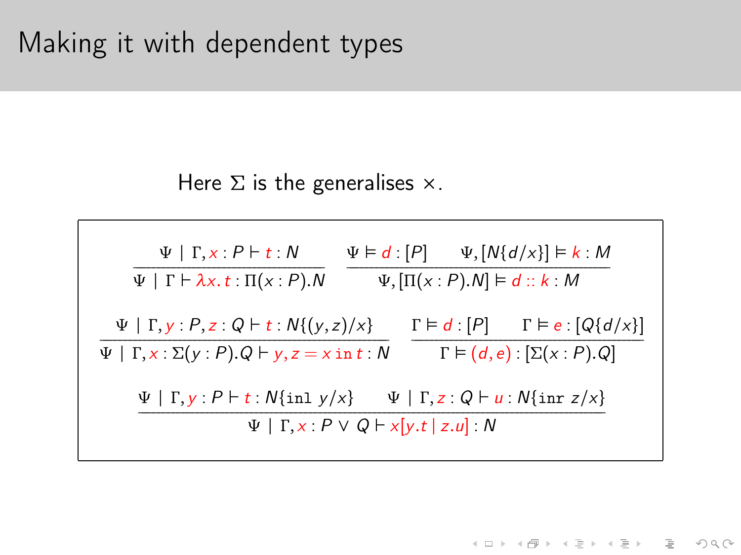# Making it with dependent types

Here $\Sigma$ is the generalises $\times$.

$$\frac{\Psi \mid \Gamma, x : P \vdash t : N}{\Psi \mid \Gamma \vdash \lambda x.\, t : \Pi(x:P).N} \qquad \frac{\Psi \vDash d : [P] \qquad \Psi, [N\{d/x\}] \vDash k : M}{\Psi, [\Pi(x:P).N] \vDash d :: k : M}$$

$$\frac{\Psi \mid \Gamma, y : P, z : Q \vdash t : N\{(y,z)/x\}}{\Psi \mid \Gamma, x : \Sigma(y:P).Q \vdash y, z = x \;\mathtt{in}\; t : N} \qquad \frac{\Gamma \vDash d : [P] \qquad \Gamma \vDash e : [Q\{d/x\}]}{\Gamma \vDash (d, e) : [\Sigma(x:P).Q]}$$

$$\frac{\Psi \mid \Gamma, y : P \vdash t : N\{\mathtt{inl}\ y/x\} \qquad \Psi \mid \Gamma, z : Q \vdash u : N\{\mathtt{inr}\ z/x\}}{\Psi \mid \Gamma, x : P \vee Q \vdash x[y.t \mid z.u] : N}$$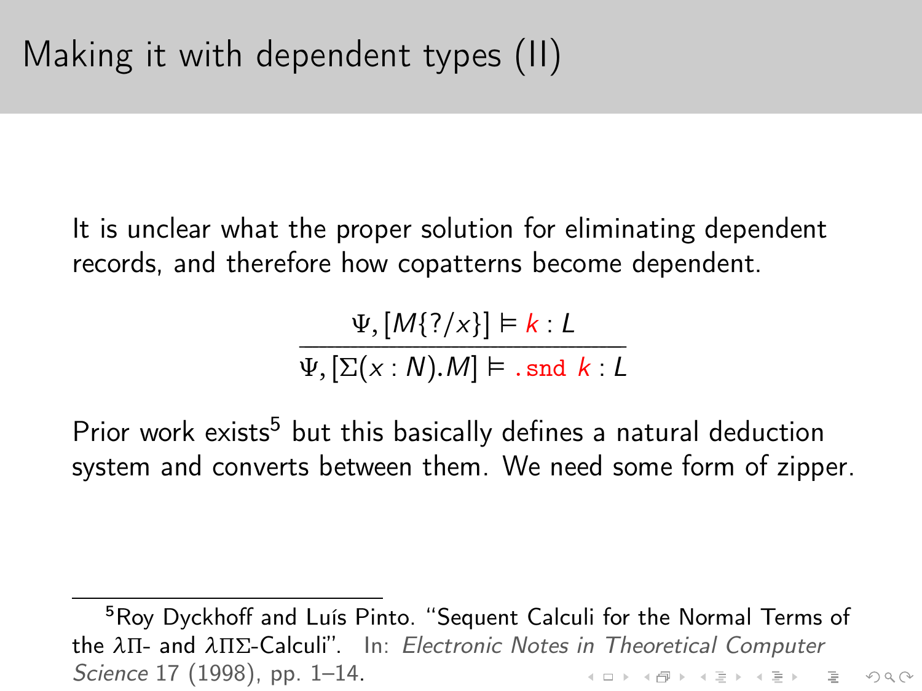# Making it with dependent types (II)

It is unclear what the proper solution for eliminating dependent records, and therefore how copatterns become dependent.

$$\frac{\Psi, [M\{?/x\}] \vDash k : L}{\Psi, [\Sigma(x : N).M] \vDash \texttt{.snd}\ k : L}$$

Prior work exists[5] but this basically defines a natural deduction system and converts between them. We need some form of zipper.

[5] Roy Dyckhoff and Luís Pinto. "Sequent Calculi for the Normal Terms of the $\lambda\Pi$- and $\lambda\Pi\Sigma$-Calculi". In: *Electronic Notes in Theoretical Computer Science* 17 (1998), pp. 1–14.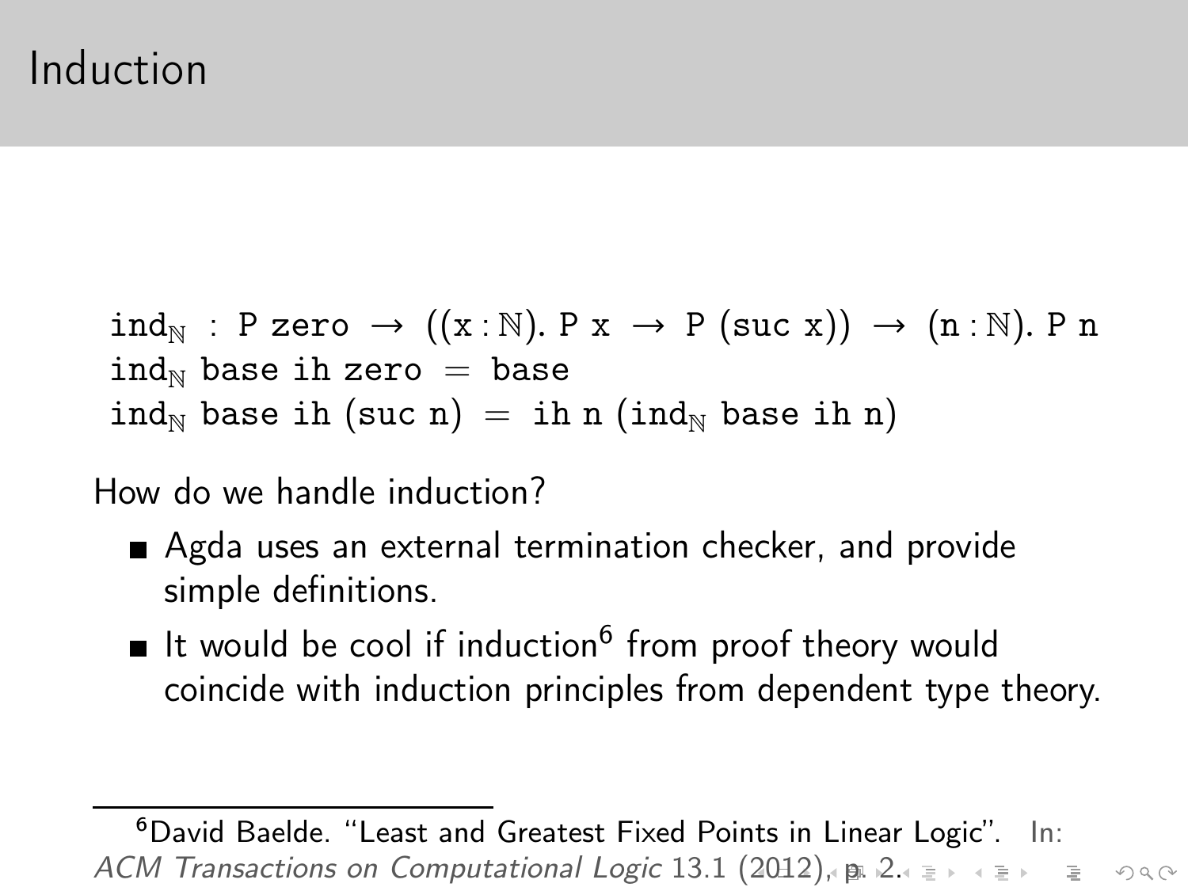# Induction

$$
\begin{aligned}
&\texttt{ind}_{\mathbb{N}} \;:\; \texttt{P zero} \rightarrow ((\texttt{x} : \mathbb{N}).\, \texttt{P x} \rightarrow \texttt{P (suc x)}) \rightarrow (\texttt{n} : \mathbb{N}).\, \texttt{P n} \\
&\texttt{ind}_{\mathbb{N}}\ \texttt{base ih zero} = \texttt{base} \\
&\texttt{ind}_{\mathbb{N}}\ \texttt{base ih (suc n)} = \texttt{ih n (}\texttt{ind}_{\mathbb{N}}\ \texttt{base ih n)}
\end{aligned}
$$

How do we handle induction?

- Agda uses an external termination checker, and provide simple definitions.
- It would be cool if induction[6] from proof theory would coincide with induction principles from dependent type theory.

[6] David Baelde. "Least and Greatest Fixed Points in Linear Logic". In: *ACM Transactions on Computational Logic* 13.1 (2012), p. 2.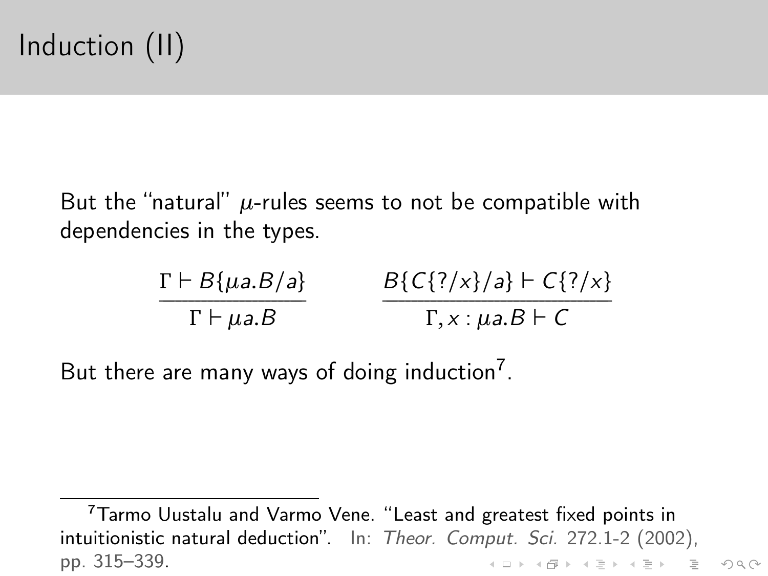# Induction (II)

But the "natural" $\mu$-rules seems to not be compatible with dependencies in the types.

$$\frac{\Gamma \vdash B\{\mu a.B/a\}}{\Gamma \vdash \mu a.B} \qquad \frac{B\{C\{?/x\}/a\} \vdash C\{?/x\}}{\Gamma, x : \mu a.B \vdash C}$$

But there are many ways of doing induction[7].

---

[7] Tarmo Uustalu and Varmo Vene. "Least and greatest fixed points in intuitionistic natural deduction". In: *Theor. Comput. Sci.* 272.1-2 (2002), pp. 315–339.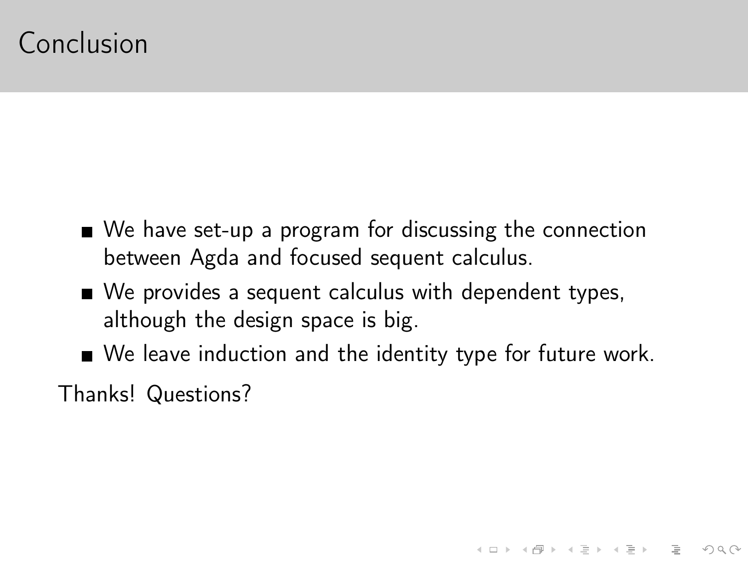# Conclusion

- We have set-up a program for discussing the connection between Agda and focused sequent calculus.
- We provides a sequent calculus with dependent types, although the design space is big.
- We leave induction and the identity type for future work.

Thanks! Questions?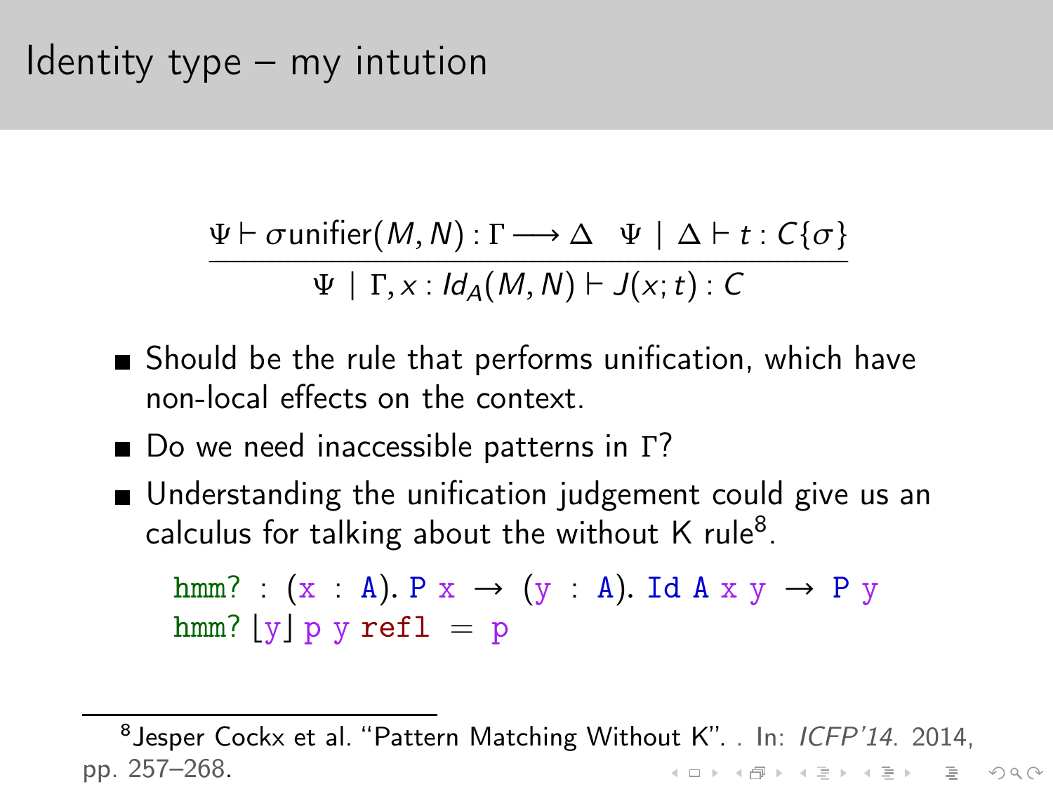# Identity type – my intution

$$\frac{\Psi \vdash \sigma \text{unifier}(M, N) : \Gamma \longrightarrow \Delta \quad \Psi \mid \Delta \vdash t : C\{\sigma\}}{\Psi \mid \Gamma, x : Id_A(M, N) \vdash J(x; t) : C}$$

- Should be the rule that performs unification, which have non-local effects on the context.
- Do we need inaccessible patterns in $\Gamma$?
- Understanding the unification judgement could give us an calculus for talking about the without K rule[8].

```
hmm? : (x : A). P x → (y : A). Id A x y → P y
hmm? ⌊y⌋ p y refl = p
```

[8] Jesper Cockx et al. "Pattern Matching Without K". . In: *ICFP'14*. 2014, pp. 257–268.